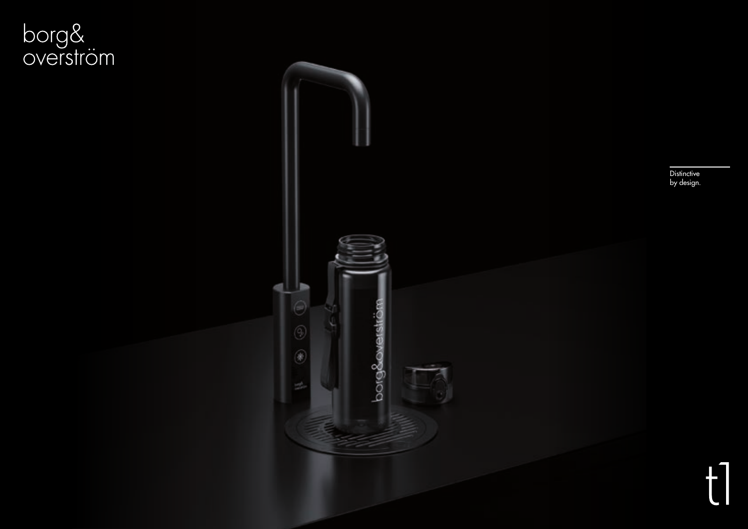borg&
overström

Distinctive
by design.

t1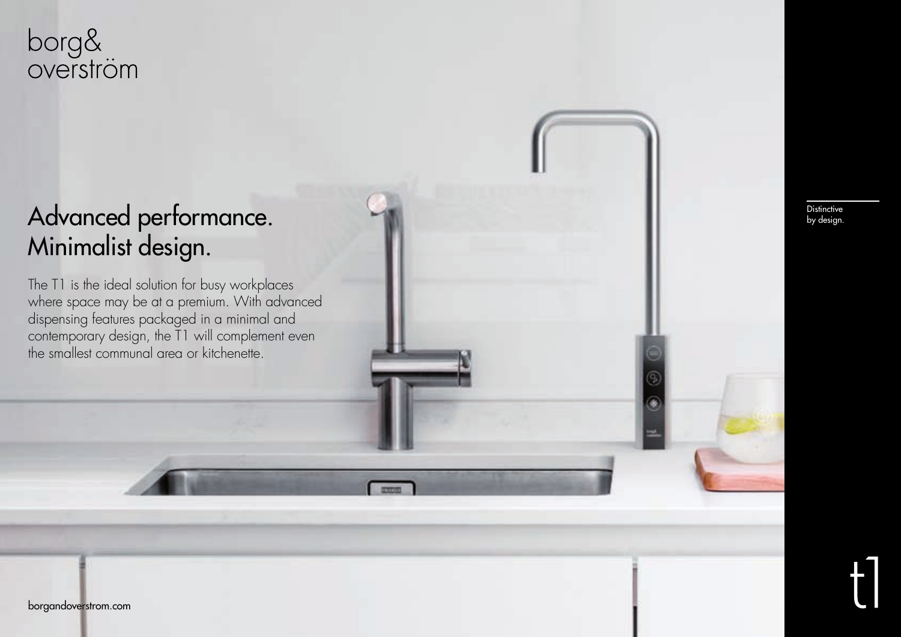borg&
overström

# Advanced performance. Minimalist design.

The T1 is the ideal solution for busy workplaces where space may be at a premium. With advanced dispensing features packaged in a minimal and contemporary design, the T1 will complement even the smallest communal area or kitchenette.

Distinctive by design.

t1

borgandoverstrom.com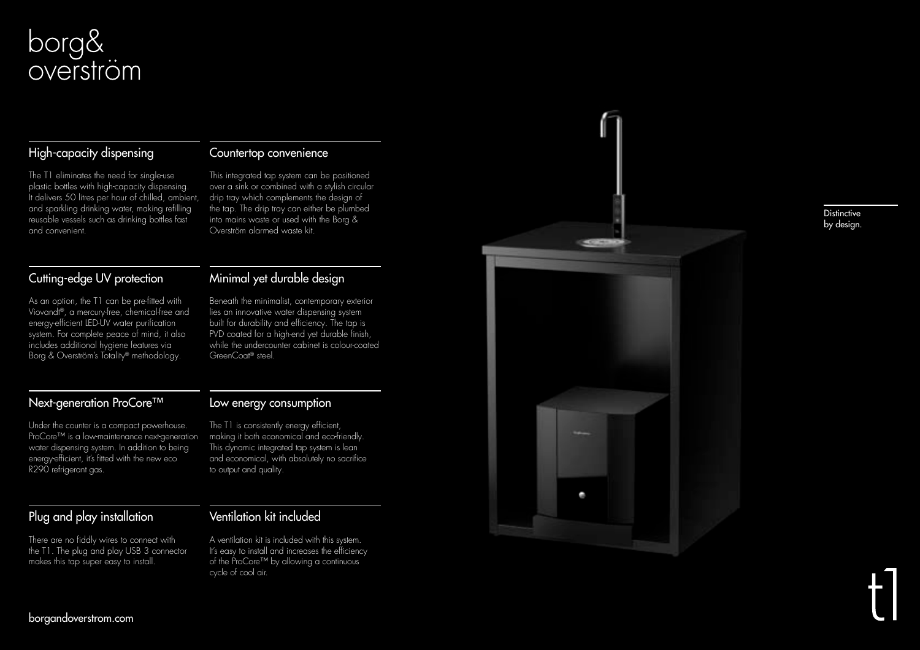# borg& overström

## High-capacity dispensing

The T1 eliminates the need for single-use plastic bottles with high-capacity dispensing. It delivers 50 litres per hour of chilled, ambient, and sparkling drinking water, making refilling reusable vessels such as drinking bottles fast and convenient.

## Countertop convenience

This integrated tap system can be positioned over a sink or combined with a stylish circular drip tray which complements the design of the tap. The drip tray can either be plumbed into mains waste or used with the Borg & Overström alarmed waste kit.

## Cutting-edge UV protection

As an option, the T1 can be pre-fitted with Viovandt®, a mercury-free, chemical-free and energy-efficient LED-UV water purification system. For complete peace of mind, it also includes additional hygiene features via Borg & Overström's Totality® methodology.

## Minimal yet durable design

Beneath the minimalist, contemporary exterior lies an innovative water dispensing system built for durability and efficiency. The tap is PVD coated for a high-end yet durable finish, while the undercounter cabinet is colour-coated GreenCoat® steel.

## Next-generation ProCore™

Under the counter is a compact powerhouse. ProCore™ is a low-maintenance next-generation water dispensing system. In addition to being energy-efficient, it's fitted with the new eco R290 refrigerant gas.

## Low energy consumption

The T1 is consistently energy efficient, making it both economical and eco-friendly. This dynamic integrated tap system is lean and economical, with absolutely no sacrifice to output and quality.

## Plug and play installation

There are no fiddly wires to connect with the T1. The plug and play USB 3 connector makes this tap super easy to install.

## Ventilation kit included

A ventilation kit is included with this system. It's easy to install and increases the efficiency of the ProCore™ by allowing a continuous cycle of cool air.

Distinctive by design.

t1

borgandoverstrom.com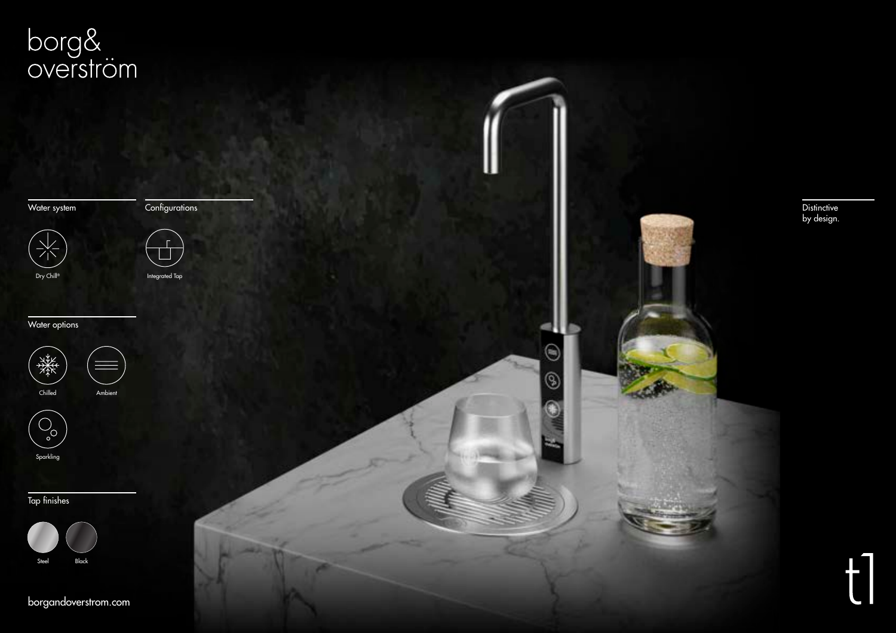borg&
overström

## Water system

Dry Chill®

## Configurations

Integrated Tap

## Water options

Chilled

Ambient

Sparkling

## Tap finishes

Steel

Black

borgandoverstrom.com

Distinctive
by design.

t1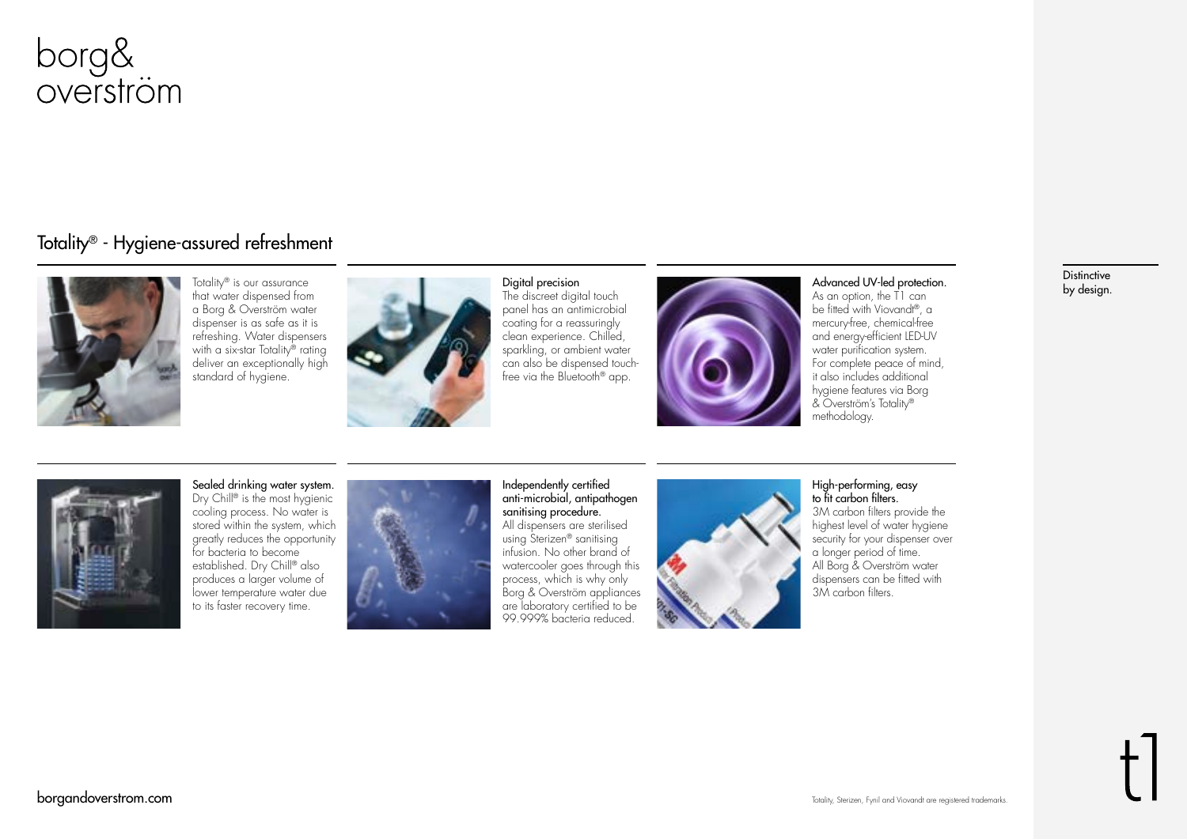borg&
overström

## Totality® - Hygiene-assured refreshment

Totality® is our assurance that water dispensed from a Borg & Overström water dispenser is as safe as it is refreshing. Water dispensers with a six-star Totality® rating deliver an exceptionally high standard of hygiene.

**Digital precision**
The discreet digital touch panel has an antimicrobial coating for a reassuringly clean experience. Chilled, sparkling, or ambient water can also be dispensed touch-free via the Bluetooth® app.

**Advanced UV-led protection.**
As an option, the T1 can be fitted with Viovandt®, a mercury-free, chemical-free and energy-efficient LED-UV water purification system. For complete peace of mind, it also includes additional hygiene features via Borg & Overström's Totality® methodology.

Distinctive by design.

**Sealed drinking water system.**
Dry Chill® is the most hygienic cooling process. No water is stored within the system, which greatly reduces the opportunity for bacteria to become established. Dry Chill® also produces a larger volume of lower temperature water due to its faster recovery time.

**Independently certified anti-microbial, antipathogen sanitising procedure.**
All dispensers are sterilised using Sterizen® sanitising infusion. No other brand of watercooler goes through this process, which is why only Borg & Overström appliances are laboratory certified to be 99.999% bacteria reduced.

**High-performing, easy to fit carbon filters.**
3M carbon filters provide the highest level of water hygiene security for your dispenser over a longer period of time. All Borg & Overström water dispensers can be fitted with 3M carbon filters.

borgandoverstrom.com

Totality, Sterizen, Fynil and Viovandt are registered trademarks.

t1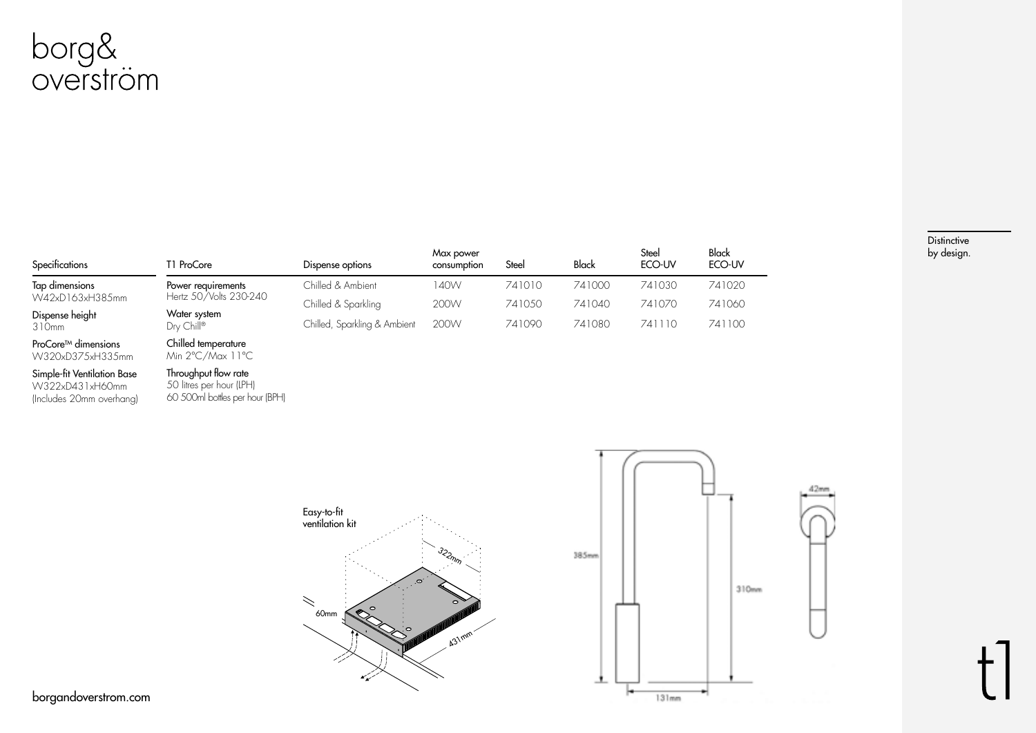# borg& overström

| Specifications | T1 ProCore | Dispense options | Max power consumption | Steel | Black | Steel ECO-UV | Black ECO-UV |
|---|---|---|---|---|---|---|---|
| **Tap dimensions** W42xD163xH385mm | **Power requirements** Hertz 50/Volts 230-240 | Chilled & Ambient | 140W | 741010 | 741000 | 741030 | 741020 |
| **Dispense height** 310mm | **Water system** Dry Chill® | Chilled & Sparkling | 200W | 741050 | 741040 | 741070 | 741060 |
| **ProCore™ dimensions** W320xD375xH335mm | **Chilled temperature** Min 2°C/Max 11°C | Chilled, Sparkling & Ambient | 200W | 741090 | 741080 | 741110 | 741100 |
| **Simple-fit Ventilation Base** W322xD431xH60mm (Includes 20mm overhang) | **Throughput flow rate** 50 litres per hour (LPH) 60 500ml bottles per hour (BPH) | | | | | | |

Distinctive by design.

Easy-to-fit ventilation kit

322mm

60mm

431mm

385mm

310mm

42mm

131mm

t1

borgandoverstrom.com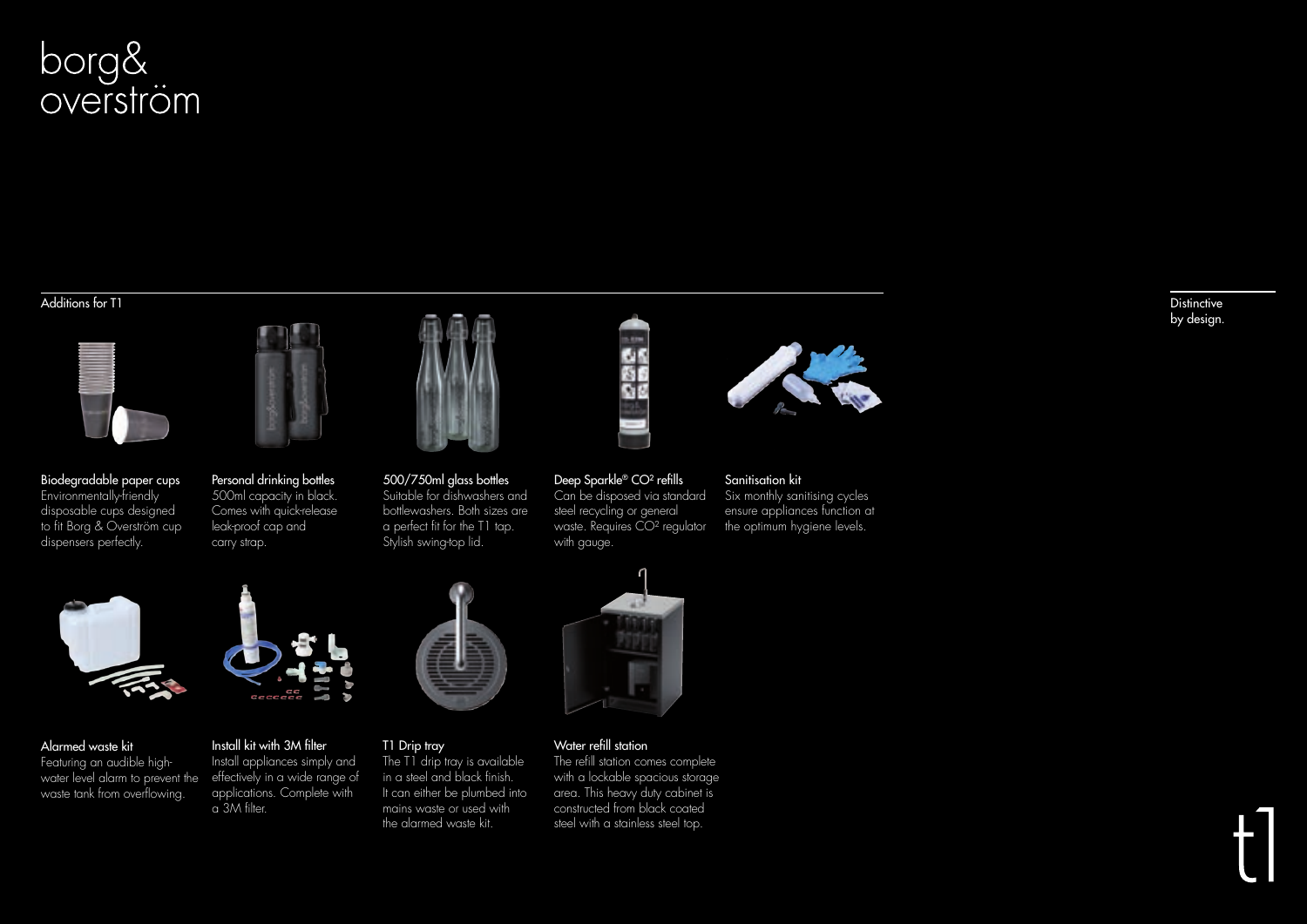# borg& overström

## Additions for T1

**Biodegradable paper cups**
Environmentally-friendly disposable cups designed to fit Borg & Overström cup dispensers perfectly.

**Personal drinking bottles**
500ml capacity in black. Comes with quick-release leak-proof cap and carry strap.

**500/750ml glass bottles**
Suitable for dishwashers and bottlewashers. Both sizes are a perfect fit for the T1 tap. Stylish swing-top lid.

**Deep Sparkle® $CO^2$ refills**
Can be disposed via standard steel recycling or general waste. Requires $CO^2$ regulator with gauge.

**Sanitisation kit**
Six monthly sanitising cycles ensure appliances function at the optimum hygiene levels.

**Alarmed waste kit**
Featuring an audible high-water level alarm to prevent the waste tank from overflowing.

**Install kit with 3M filter**
Install appliances simply and effectively in a wide range of applications. Complete with a 3M filter.

**T1 Drip tray**
The T1 drip tray is available in a steel and black finish. It can either be plumbed into mains waste or used with the alarmed waste kit.

**Water refill station**
The refill station comes complete with a lockable spacious storage area. This heavy duty cabinet is constructed from black coated steel with a stainless steel top.

Distinctive by design.

t1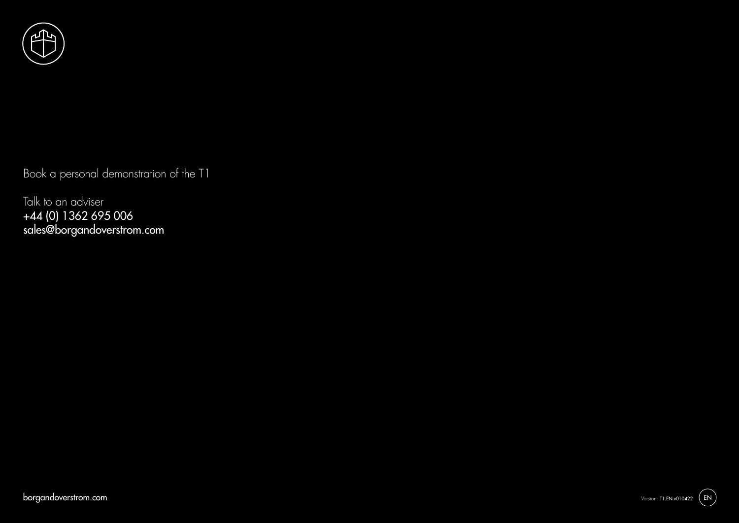Book a personal demonstration of the T1

Talk to an adviser
+44 (0) 1362 695 006
sales@borgandoverstrom.com

borgandoverstrom.com

Version: T1.EN.v010422 EN